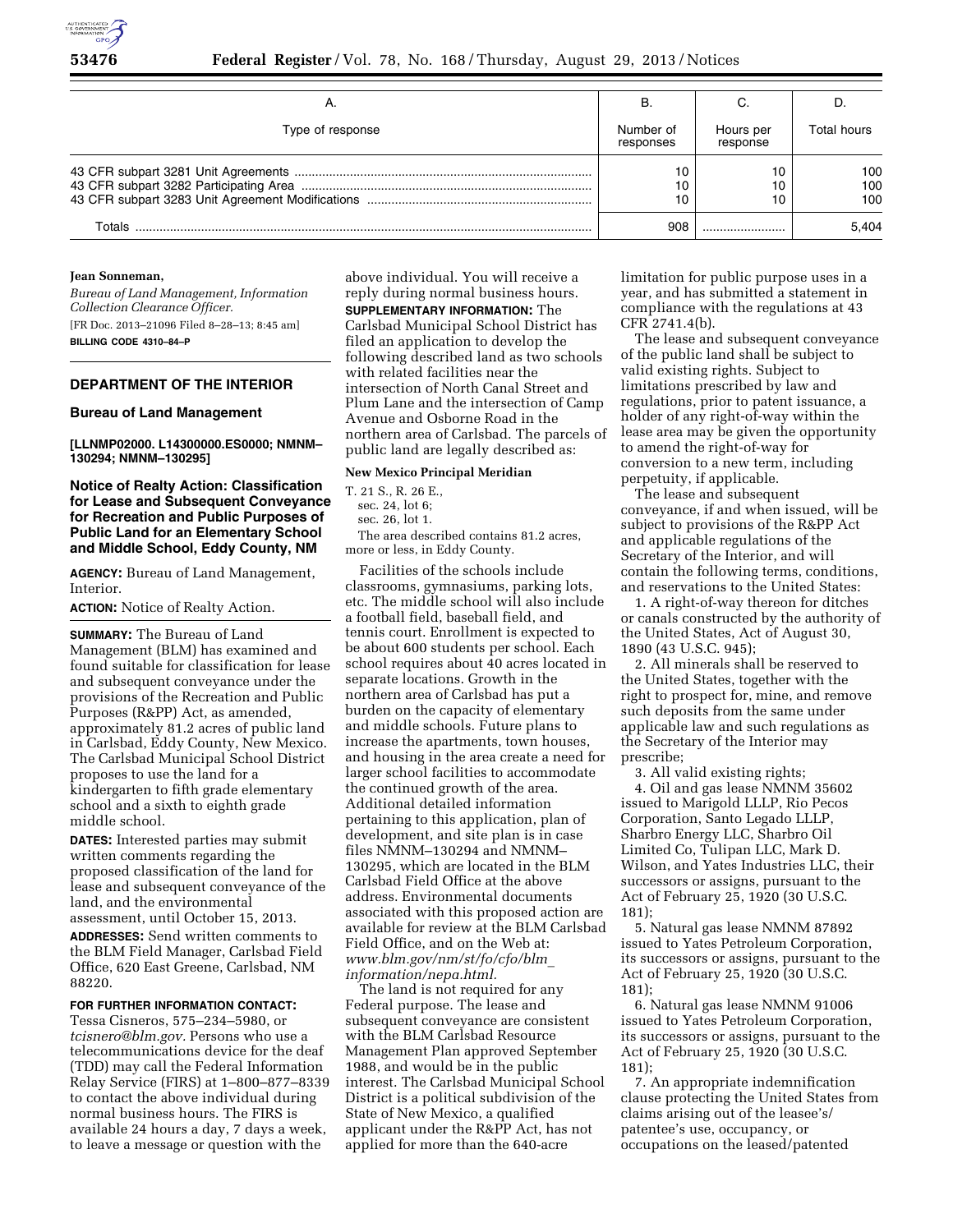| A. | B. | C. | D. |
|---|---|---|---|
| Type of response | Number of responses | Hours per response | Total hours |
| 43 CFR subpart 3281 Unit Agreements | 10 | 10 | 100 |
| 43 CFR subpart 3282 Participating Area | 10 | 10 | 100 |
| 43 CFR subpart 3283 Unit Agreement Modifications | 10 | 10 | 100 |
| Totals | 908 | | 5,404 |

**Jean Sonneman,**

*Bureau of Land Management, Information Collection Clearance Officer.*

[FR Doc. 2013–21096 Filed 8–28–13; 8:45 am]

**BILLING CODE 4310–84–P**

## DEPARTMENT OF THE INTERIOR

### Bureau of Land Management

**[LLNMP02000. L14300000.ES0000; NMNM–130294; NMNM–130295]**

### Notice of Realty Action: Classification for Lease and Subsequent Conveyance for Recreation and Public Purposes of Public Land for an Elementary School and Middle School, Eddy County, NM

**AGENCY:** Bureau of Land Management, Interior.

**ACTION:** Notice of Realty Action.

**SUMMARY:** The Bureau of Land Management (BLM) has examined and found suitable for classification for lease and subsequent conveyance under the provisions of the Recreation and Public Purposes (R&PP) Act, as amended, approximately 81.2 acres of public land in Carlsbad, Eddy County, New Mexico. The Carlsbad Municipal School District proposes to use the land for a kindergarten to fifth grade elementary school and a sixth to eighth grade middle school.

**DATES:** Interested parties may submit written comments regarding the proposed classification of the land for lease and subsequent conveyance of the land, and the environmental assessment, until October 15, 2013.

**ADDRESSES:** Send written comments to the BLM Field Manager, Carlsbad Field Office, 620 East Greene, Carlsbad, NM 88220.

**FOR FURTHER INFORMATION CONTACT:** Tessa Cisneros, 575–234–5980, or *tcisnero@blm.gov.* Persons who use a telecommunications device for the deaf (TDD) may call the Federal Information Relay Service (FIRS) at 1–800–877–8339 to contact the above individual during normal business hours. The FIRS is available 24 hours a day, 7 days a week, to leave a message or question with the above individual. You will receive a reply during normal business hours.

**SUPPLEMENTARY INFORMATION:** The Carlsbad Municipal School District has filed an application to develop the following described land as two schools with related facilities near the intersection of North Canal Street and Plum Lane and the intersection of Camp Avenue and Osborne Road in the northern area of Carlsbad. The parcels of public land are legally described as:

**New Mexico Principal Meridian**

T. 21 S., R. 26 E.,
sec. 24, lot 6;
sec. 26, lot 1.

The area described contains 81.2 acres, more or less, in Eddy County.

Facilities of the schools include classrooms, gymnasiums, parking lots, etc. The middle school will also include a football field, baseball field, and tennis court. Enrollment is expected to be about 600 students per school. Each school requires about 40 acres located in separate locations. Growth in the northern area of Carlsbad has put a burden on the capacity of elementary and middle schools. Future plans to increase the apartments, town houses, and housing in the area create a need for larger school facilities to accommodate the continued growth of the area. Additional detailed information pertaining to this application, plan of development, and site plan is in case files NMNM–130294 and NMNM–130295, which are located in the BLM Carlsbad Field Office at the above address. Environmental documents associated with this proposed action are available for review at the BLM Carlsbad Field Office, and on the Web at: *www.blm.gov/nm/st/fo/cfo/blm_information/nepa.html.*

The land is not required for any Federal purpose. The lease and subsequent conveyance are consistent with the BLM Carlsbad Resource Management Plan approved September 1988, and would be in the public interest. The Carlsbad Municipal School District is a political subdivision of the State of New Mexico, a qualified applicant under the R&PP Act, has not applied for more than the 640-acre limitation for public purpose uses in a year, and has submitted a statement in compliance with the regulations at 43 CFR 2741.4(b).

The lease and subsequent conveyance of the public land shall be subject to valid existing rights. Subject to limitations prescribed by law and regulations, prior to patent issuance, a holder of any right-of-way within the lease area may be given the opportunity to amend the right-of-way for conversion to a new term, including perpetuity, if applicable.

The lease and subsequent conveyance, if and when issued, will be subject to provisions of the R&PP Act and applicable regulations of the Secretary of the Interior, and will contain the following terms, conditions, and reservations to the United States:

1. A right-of-way thereon for ditches or canals constructed by the authority of the United States, Act of August 30, 1890 (43 U.S.C. 945);
2. All minerals shall be reserved to the United States, together with the right to prospect for, mine, and remove such deposits from the same under applicable law and such regulations as the Secretary of the Interior may prescribe;
3. All valid existing rights;
4. Oil and gas lease NMNM 35602 issued to Marigold LLLP, Rio Pecos Corporation, Santo Legado LLLP, Sharbro Energy LLC, Sharbro Oil Limited Co, Tulipan LLC, Mark D. Wilson, and Yates Industries LLC, their successors or assigns, pursuant to the Act of February 25, 1920 (30 U.S.C. 181);
5. Natural gas lease NMNM 87892 issued to Yates Petroleum Corporation, its successors or assigns, pursuant to the Act of February 25, 1920 (30 U.S.C. 181);
6. Natural gas lease NMNM 91006 issued to Yates Petroleum Corporation, its successors or assigns, pursuant to the Act of February 25, 1920 (30 U.S.C. 181);
7. An appropriate indemnification clause protecting the United States from claims arising out of the leasee's/patentee's use, occupancy, or occupations on the leased/patented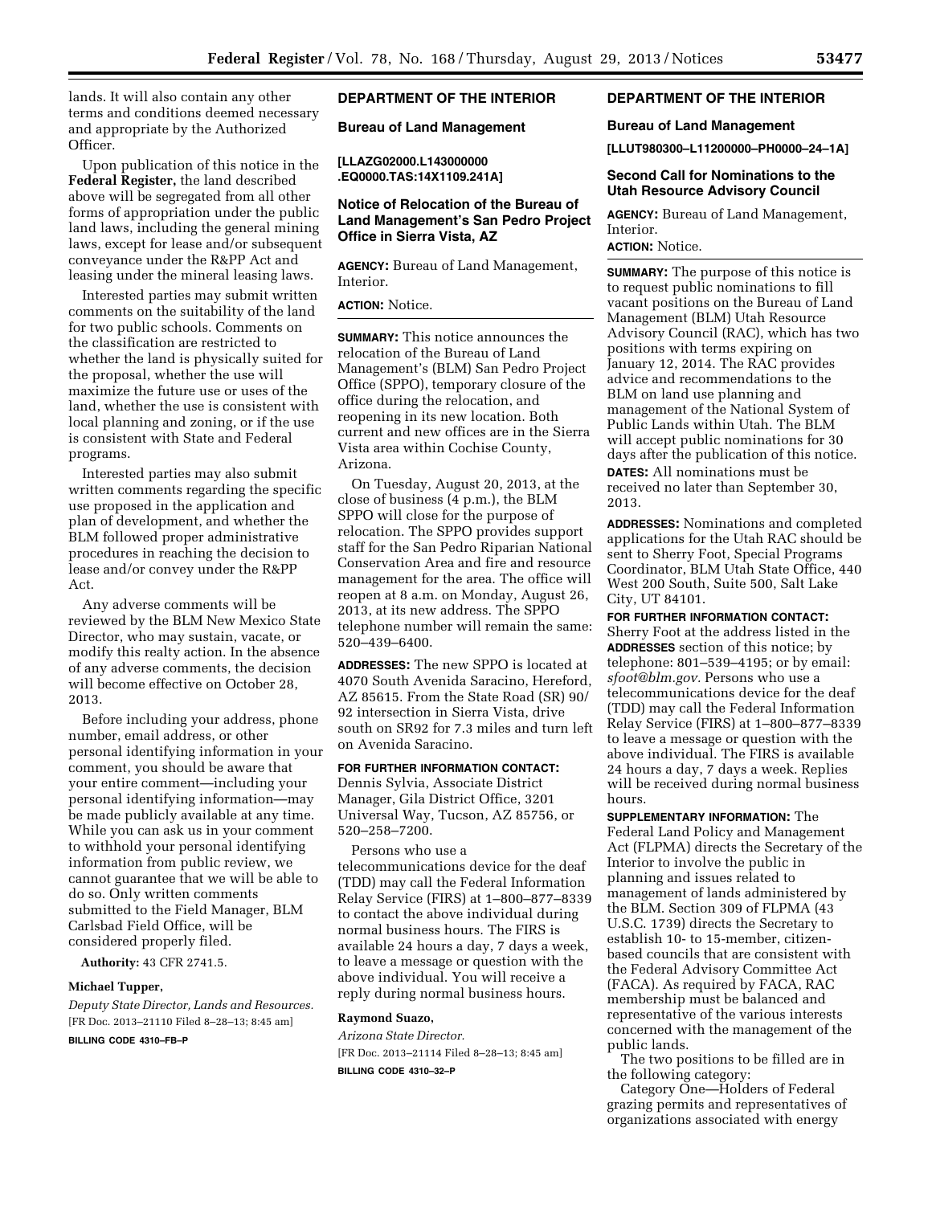lands. It will also contain any other terms and conditions deemed necessary and appropriate by the Authorized Officer.

Upon publication of this notice in the **Federal Register,** the land described above will be segregated from all other forms of appropriation under the public land laws, including the general mining laws, except for lease and/or subsequent conveyance under the R&PP Act and leasing under the mineral leasing laws.

Interested parties may submit written comments on the suitability of the land for two public schools. Comments on the classification are restricted to whether the land is physically suited for the proposal, whether the use will maximize the future use or uses of the land, whether the use is consistent with local planning and zoning, or if the use is consistent with State and Federal programs.

Interested parties may also submit written comments regarding the specific use proposed in the application and plan of development, and whether the BLM followed proper administrative procedures in reaching the decision to lease and/or convey under the R&PP Act.

Any adverse comments will be reviewed by the BLM New Mexico State Director, who may sustain, vacate, or modify this realty action. In the absence of any adverse comments, the decision will become effective on October 28, 2013.

Before including your address, phone number, email address, or other personal identifying information in your comment, you should be aware that your entire comment—including your personal identifying information—may be made publicly available at any time. While you can ask us in your comment to withhold your personal identifying information from public review, we cannot guarantee that we will be able to do so. Only written comments submitted to the Field Manager, BLM Carlsbad Field Office, will be considered properly filed.

**Authority:** 43 CFR 2741.5.

**Michael Tupper,**

*Deputy State Director, Lands and Resources.*

[FR Doc. 2013–21110 Filed 8–28–13; 8:45 am]

**BILLING CODE 4310–FB–P**

## DEPARTMENT OF THE INTERIOR

### Bureau of Land Management

**[LLAZG02000.L143000000.EQ0000.TAS:14X1109.241A]**

### Notice of Relocation of the Bureau of Land Management's San Pedro Project Office in Sierra Vista, AZ

**AGENCY:** Bureau of Land Management, Interior.

**ACTION:** Notice.

**SUMMARY:** This notice announces the relocation of the Bureau of Land Management's (BLM) San Pedro Project Office (SPPO), temporary closure of the office during the relocation, and reopening in its new location. Both current and new offices are in the Sierra Vista area within Cochise County, Arizona.

On Tuesday, August 20, 2013, at the close of business (4 p.m.), the BLM SPPO will close for the purpose of relocation. The SPPO provides support staff for the San Pedro Riparian National Conservation Area and fire and resource management for the area. The office will reopen at 8 a.m. on Monday, August 26, 2013, at its new address. The SPPO telephone number will remain the same: 520–439–6400.

**ADDRESSES:** The new SPPO is located at 4070 South Avenida Saracino, Hereford, AZ 85615. From the State Road (SR) 90/92 intersection in Sierra Vista, drive south on SR92 for 7.3 miles and turn left on Avenida Saracino.

**FOR FURTHER INFORMATION CONTACT:** Dennis Sylvia, Associate District Manager, Gila District Office, 3201 Universal Way, Tucson, AZ 85756, or 520–258–7200.

Persons who use a telecommunications device for the deaf (TDD) may call the Federal Information Relay Service (FIRS) at 1–800–877–8339 to contact the above individual during normal business hours. The FIRS is available 24 hours a day, 7 days a week, to leave a message or question with the above individual. You will receive a reply during normal business hours.

**Raymond Suazo,**

*Arizona State Director.*

[FR Doc. 2013–21114 Filed 8–28–13; 8:45 am]

**BILLING CODE 4310–32–P**

## DEPARTMENT OF THE INTERIOR

### Bureau of Land Management

**[LLUT980300–L11200000–PH0000–24–1A]**

### Second Call for Nominations to the Utah Resource Advisory Council

**AGENCY:** Bureau of Land Management, Interior.

**ACTION:** Notice.

**SUMMARY:** The purpose of this notice is to request public nominations to fill vacant positions on the Bureau of Land Management (BLM) Utah Resource Advisory Council (RAC), which has two positions with terms expiring on January 12, 2014. The RAC provides advice and recommendations to the BLM on land use planning and management of the National System of Public Lands within Utah. The BLM will accept public nominations for 30 days after the publication of this notice.

**DATES:** All nominations must be received no later than September 30, 2013.

**ADDRESSES:** Nominations and completed applications for the Utah RAC should be sent to Sherry Foot, Special Programs Coordinator, BLM Utah State Office, 440 West 200 South, Suite 500, Salt Lake City, UT 84101.

**FOR FURTHER INFORMATION CONTACT:** Sherry Foot at the address listed in the **ADDRESSES** section of this notice; by telephone: 801–539–4195; or by email: *sfoot@blm.gov.* Persons who use a telecommunications device for the deaf (TDD) may call the Federal Information Relay Service (FIRS) at 1–800–877–8339 to leave a message or question with the above individual. The FIRS is available 24 hours a day, 7 days a week. Replies will be received during normal business hours.

**SUPPLEMENTARY INFORMATION:** The Federal Land Policy and Management Act (FLPMA) directs the Secretary of the Interior to involve the public in planning and issues related to management of lands administered by the BLM. Section 309 of FLPMA (43 U.S.C. 1739) directs the Secretary to establish 10- to 15-member, citizen-based councils that are consistent with the Federal Advisory Committee Act (FACA). As required by FACA, RAC membership must be balanced and representative of the various interests concerned with the management of the public lands.

The two positions to be filled are in the following category:

Category One—Holders of Federal grazing permits and representatives of organizations associated with energy